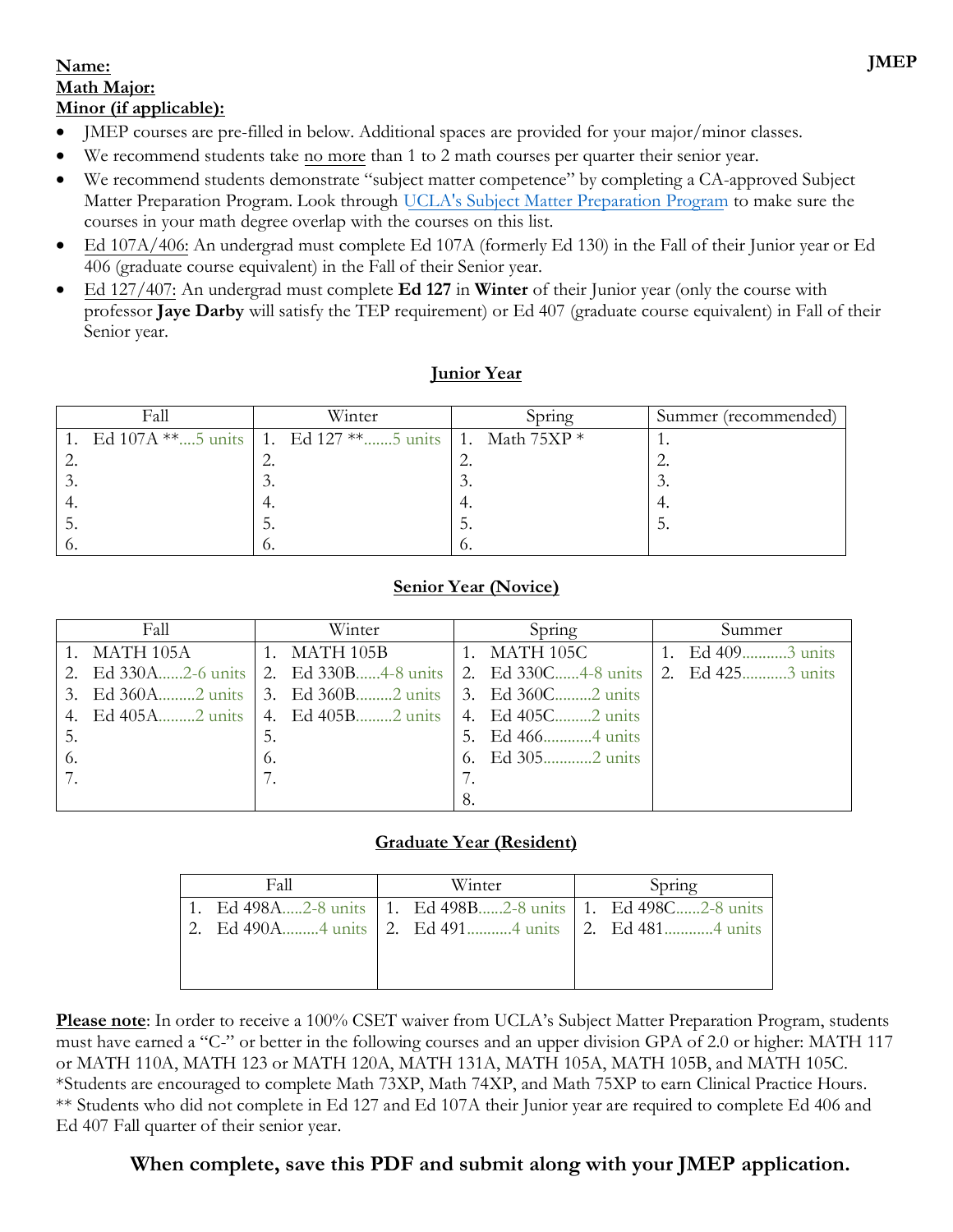JMEP

**Name:**
**Math Major:**
**Minor (if applicable):**

- JMEP courses are pre-filled in below. Additional spaces are provided for your major/minor classes.
- We recommend students take no more than 1 to 2 math courses per quarter their senior year.
- We recommend students demonstrate "subject matter competence" by completing a CA-approved Subject Matter Preparation Program. Look through [UCLA's Subject Matter Preparation Program](#) to make sure the courses in your math degree overlap with the courses on this list.
- Ed 107A/406: An undergrad must complete Ed 107A (formerly Ed 130) in the Fall of their Junior year or Ed 406 (graduate course equivalent) in the Fall of their Senior year.
- Ed 127/407: An undergrad must complete **Ed 127** in **Winter** of their Junior year (only the course with professor **Jaye Darby** will satisfy the TEP requirement) or Ed 407 (graduate course equivalent) in Fall of their Senior year.

## Junior Year

| Fall | Winter | Spring | Summer (recommended) |
|---|---|---|---|
| 1. Ed 107A **....5 units | 1. Ed 127 **.......5 units | 1. Math 75XP * | 1. |
| 2. | 2. | 2. | 2. |
| 3. | 3. | 3. | 3. |
| 4. | 4. | 4. | 4. |
| 5. | 5. | 5. | 5. |
| 6. | 6. | 6. | |

## Senior Year (Novice)

| Fall | Winter | Spring | Summer |
|---|---|---|---|
| 1. MATH 105A | 1. MATH 105B | 1. MATH 105C | 1. Ed 409...........3 units |
| 2. Ed 330A......2-6 units | 2. Ed 330B......4-8 units | 2. Ed 330C......4-8 units | 2. Ed 425...........3 units |
| 3. Ed 360A.........2 units | 3. Ed 360B.........2 units | 3. Ed 360C.........2 units | |
| 4. Ed 405A.........2 units | 4. Ed 405B.........2 units | 4. Ed 405C.........2 units | |
| 5. | 5. | 5. Ed 466...........4 units | |
| 6. | 6. | 6. Ed 305...........2 units | |
| 7. | 7. | 7. | |
| | | 8. | |

## Graduate Year (Resident)

| Fall | Winter | Spring |
|---|---|---|
| 1. Ed 498A.....2-8 units | 1. Ed 498B......2-8 units | 1. Ed 498C......2-8 units |
| 2. Ed 490A.........4 units | 2. Ed 491...........4 units | 2. Ed 481............4 units |

**Please note**: In order to receive a 100% CSET waiver from UCLA's Subject Matter Preparation Program, students must have earned a "C-" or better in the following courses and an upper division GPA of 2.0 or higher: MATH 117 or MATH 110A, MATH 123 or MATH 120A, MATH 131A, MATH 105A, MATH 105B, and MATH 105C.
*Students are encouraged to complete Math 73XP, Math 74XP, and Math 75XP to earn Clinical Practice Hours.
** Students who did not complete in Ed 127 and Ed 107A their Junior year are required to complete Ed 406 and Ed 407 Fall quarter of their senior year.

**When complete, save this PDF and submit along with your JMEP application.**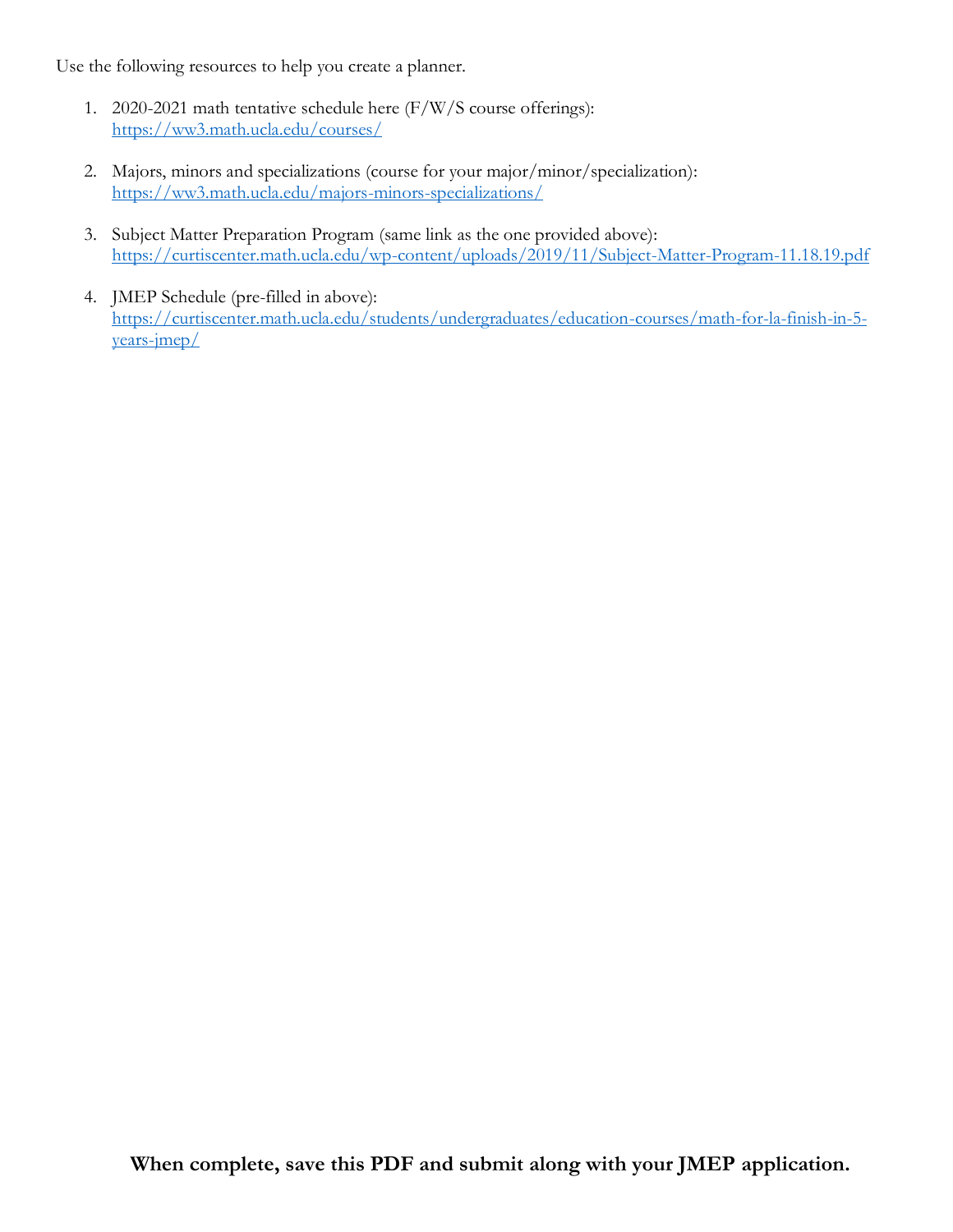Use the following resources to help you create a planner.

1. 2020-2021 math tentative schedule here (F/W/S course offerings): https://ww3.math.ucla.edu/courses/

2. Majors, minors and specializations (course for your major/minor/specialization): https://ww3.math.ucla.edu/majors-minors-specializations/

3. Subject Matter Preparation Program (same link as the one provided above): https://curtiscenter.math.ucla.edu/wp-content/uploads/2019/11/Subject-Matter-Program-11.18.19.pdf

4. JMEP Schedule (pre-filled in above): https://curtiscenter.math.ucla.edu/students/undergraduates/education-courses/math-for-la-finish-in-5-years-jmep/

**When complete, save this PDF and submit along with your JMEP application.**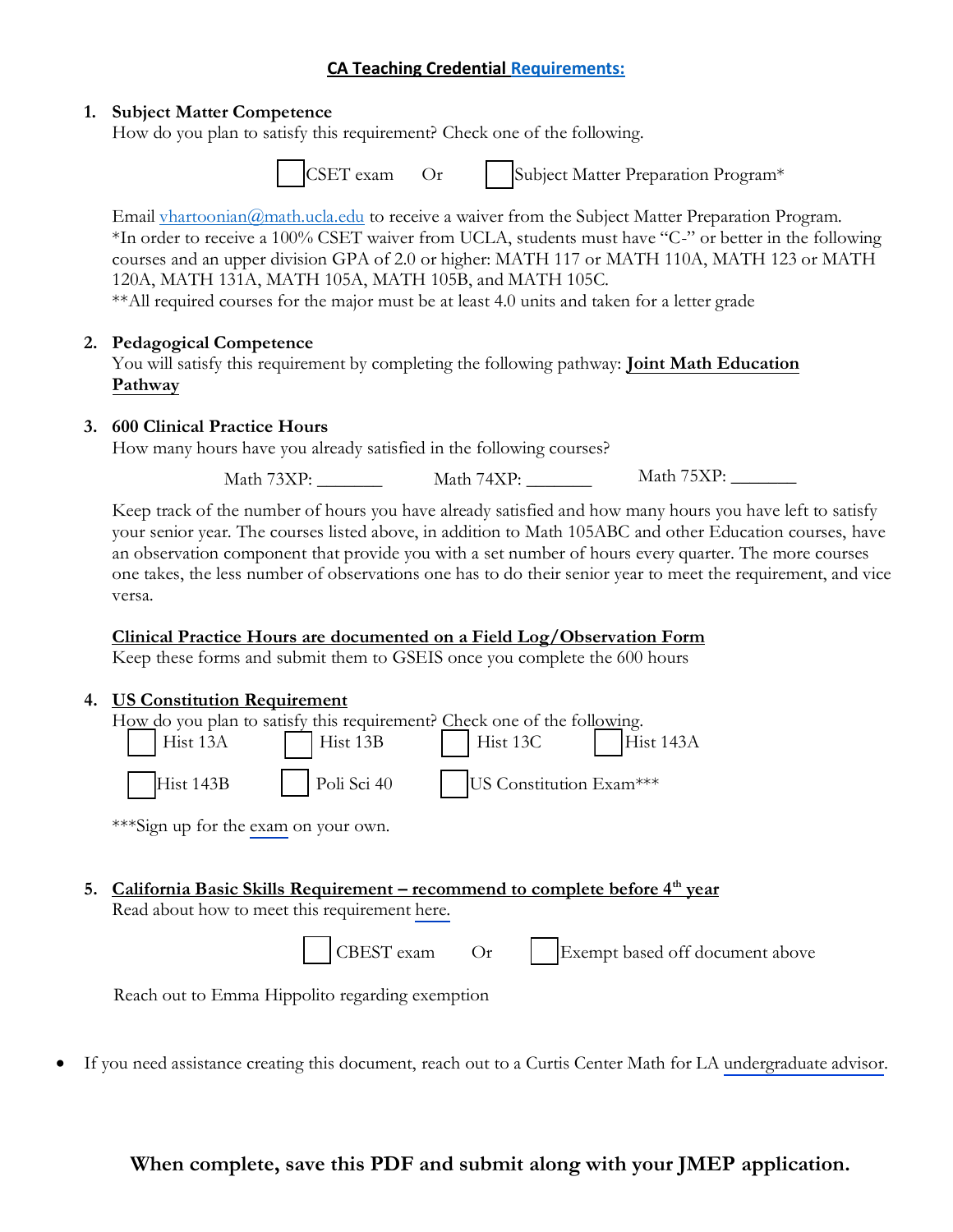## CA Teaching Credential Requirements:

1. **Subject Matter Competence**
   How do you plan to satisfy this requirement? Check one of the following.

   ☐ CSET exam  Or  ☐ Subject Matter Preparation Program*

   Email vhartoonian@math.ucla.edu to receive a waiver from the Subject Matter Preparation Program.
   *In order to receive a 100% CSET waiver from UCLA, students must have "C-" or better in the following courses and an upper division GPA of 2.0 or higher: MATH 117 or MATH 110A, MATH 123 or MATH 120A, MATH 131A, MATH 105A, MATH 105B, and MATH 105C.
   **All required courses for the major must be at least 4.0 units and taken for a letter grade

2. **Pedagogical Competence**
   You will satisfy this requirement by completing the following pathway: **Joint Math Education Pathway**

3. **600 Clinical Practice Hours**
   How many hours have you already satisfied in the following courses?

   Math 73XP: _______  Math 74XP: _______  Math 75XP: _______

   Keep track of the number of hours you have already satisfied and how many hours you have left to satisfy your senior year. The courses listed above, in addition to Math 105ABC and other Education courses, have an observation component that provide you with a set number of hours every quarter. The more courses one takes, the less number of observations one has to do their senior year to meet the requirement, and vice versa.

   **Clinical Practice Hours are documented on a Field Log/Observation Form**
   Keep these forms and submit them to GSEIS once you complete the 600 hours

4. **US Constitution Requirement**
   How do you plan to satisfy this requirement? Check one of the following.

   ☐ Hist 13A  ☐ Hist 13B  ☐ Hist 13C  ☐ Hist 143A

   ☐ Hist 143B  ☐ Poli Sci 40  ☐ US Constitution Exam***

   ***Sign up for the exam on your own.

5. **California Basic Skills Requirement – recommend to complete before 4th year**
   Read about how to meet this requirement here.

   ☐ CBEST exam  Or  ☐ Exempt based off document above

   Reach out to Emma Hippolito regarding exemption

- If you need assistance creating this document, reach out to a Curtis Center Math for LA undergraduate advisor.

**When complete, save this PDF and submit along with your JMEP application.**